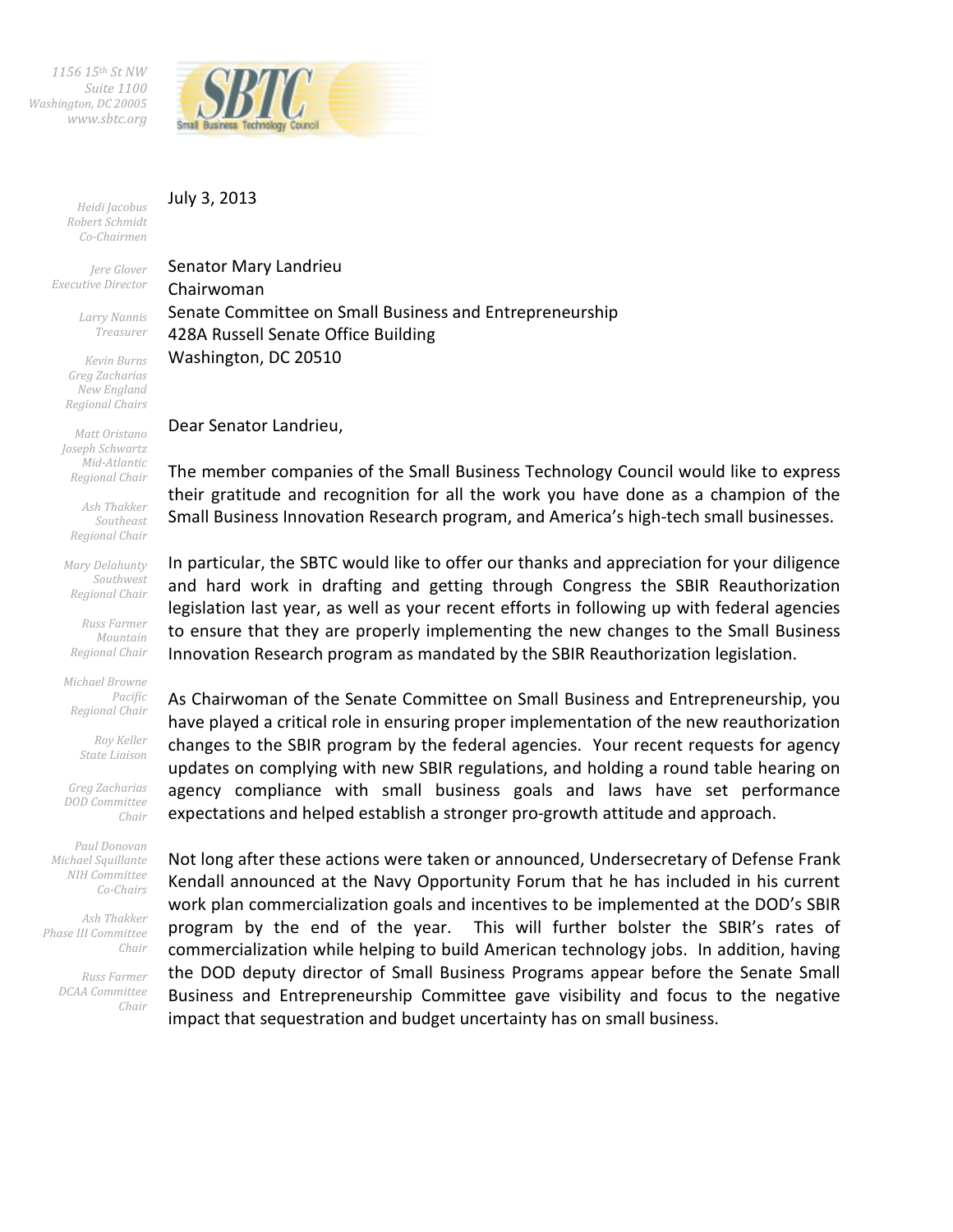1156 15th St NW
Suite 1100
Washington, DC 20005
www.sbtc.org

*Heidi Jacobus*
*Robert Schmidt*
*Co-Chairmen*

*Jere Glover*
*Executive Director*

*Larry Nannis*
*Treasurer*

*Kevin Burns*
*Greg Zacharias*
*New England*
*Regional Chairs*

*Matt Oristano*
*Joseph Schwartz*
*Mid-Atlantic*
*Regional Chair*

*Ash Thakker*
*Southeast*
*Regional Chair*

*Mary Delahunty*
*Southwest*
*Regional Chair*

*Russ Farmer*
*Mountain*
*Regional Chair*

*Michael Browne*
*Pacific*
*Regional Chair*

*Roy Keller*
*State Liaison*

*Greg Zacharias*
*DOD Committee*
*Chair*

*Paul Donovan*
*Michael Squillante*
*NIH Committee*
*Co-Chairs*

*Ash Thakker*
*Phase III Committee*
*Chair*

*Russ Farmer*
*DCAA Committee*
*Chair*

July 3, 2013

Senator Mary Landrieu
Chairwoman
Senate Committee on Small Business and Entrepreneurship
428A Russell Senate Office Building
Washington, DC 20510

Dear Senator Landrieu,

The member companies of the Small Business Technology Council would like to express their gratitude and recognition for all the work you have done as a champion of the Small Business Innovation Research program, and America's high-tech small businesses.

In particular, the SBTC would like to offer our thanks and appreciation for your diligence and hard work in drafting and getting through Congress the SBIR Reauthorization legislation last year, as well as your recent efforts in following up with federal agencies to ensure that they are properly implementing the new changes to the Small Business Innovation Research program as mandated by the SBIR Reauthorization legislation.

As Chairwoman of the Senate Committee on Small Business and Entrepreneurship, you have played a critical role in ensuring proper implementation of the new reauthorization changes to the SBIR program by the federal agencies. Your recent requests for agency updates on complying with new SBIR regulations, and holding a round table hearing on agency compliance with small business goals and laws have set performance expectations and helped establish a stronger pro-growth attitude and approach.

Not long after these actions were taken or announced, Undersecretary of Defense Frank Kendall announced at the Navy Opportunity Forum that he has included in his current work plan commercialization goals and incentives to be implemented at the DOD's SBIR program by the end of the year. This will further bolster the SBIR's rates of commercialization while helping to build American technology jobs. In addition, having the DOD deputy director of Small Business Programs appear before the Senate Small Business and Entrepreneurship Committee gave visibility and focus to the negative impact that sequestration and budget uncertainty has on small business.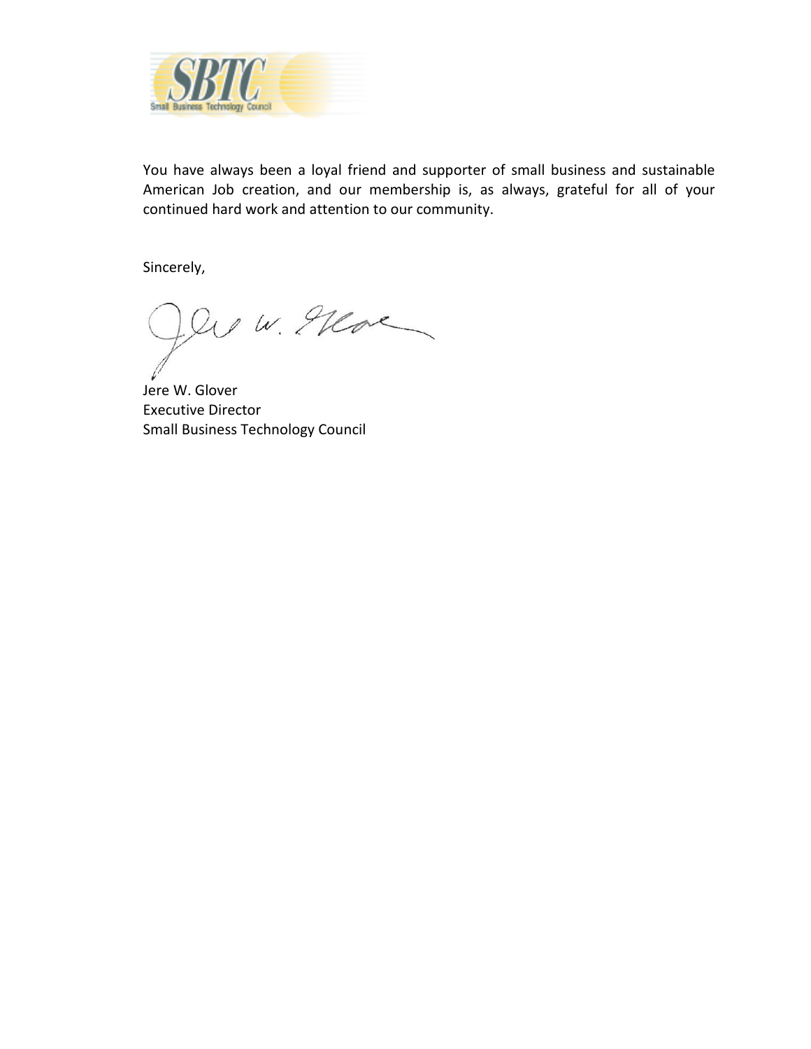You have always been a loyal friend and supporter of small business and sustainable American Job creation, and our membership is, as always, grateful for all of your continued hard work and attention to our community.

Sincerely,

Jere W. Glover
Executive Director
Small Business Technology Council